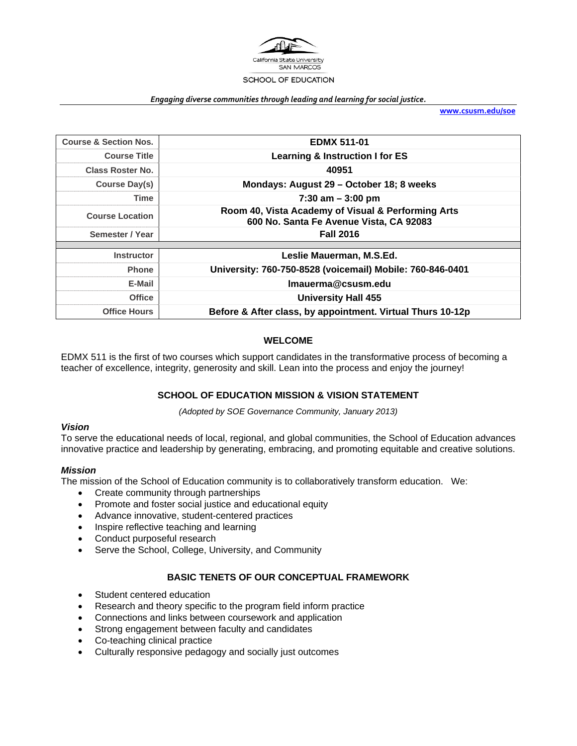California State University SAN MARCOS

SCHOOL OF EDUCATION

***Engaging diverse communities through leading and learning for social justice.***

**www.csusm.edu/soe**

| | |
|---|---|
| **Course & Section Nos.** | **EDMX 511-01** |
| **Course Title** | **Learning & Instruction I for ES** |
| **Class Roster No.** | **40951** |
| **Course Day(s)** | **Mondays: August 29 – October 18; 8 weeks** |
| **Time** | **7:30 am – 3:00 pm** |
| **Course Location** | **Room 40, Vista Academy of Visual & Performing Arts 600 No. Santa Fe Avenue Vista, CA 92083** |
| **Semester / Year** | **Fall 2016** |
| | |
| **Instructor** | **Leslie Mauerman, M.S.Ed.** |
| **Phone** | **University: 760-750-8528 (voicemail) Mobile: 760-846-0401** |
| **E-Mail** | **lmauerma@csusm.edu** |
| **Office** | **University Hall 455** |
| **Office Hours** | **Before & After class, by appointment. Virtual Thurs 10-12p** |

## WELCOME

EDMX 511 is the first of two courses which support candidates in the transformative process of becoming a teacher of excellence, integrity, generosity and skill. Lean into the process and enjoy the journey!

## SCHOOL OF EDUCATION MISSION & VISION STATEMENT

*(Adopted by SOE Governance Community, January 2013)*

### *Vision*

To serve the educational needs of local, regional, and global communities, the School of Education advances innovative practice and leadership by generating, embracing, and promoting equitable and creative solutions.

### *Mission*

The mission of the School of Education community is to collaboratively transform education. We:

- Create community through partnerships
- Promote and foster social justice and educational equity
- Advance innovative, student-centered practices
- Inspire reflective teaching and learning
- Conduct purposeful research
- Serve the School, College, University, and Community

## BASIC TENETS OF OUR CONCEPTUAL FRAMEWORK

- Student centered education
- Research and theory specific to the program field inform practice
- Connections and links between coursework and application
- Strong engagement between faculty and candidates
- Co-teaching clinical practice
- Culturally responsive pedagogy and socially just outcomes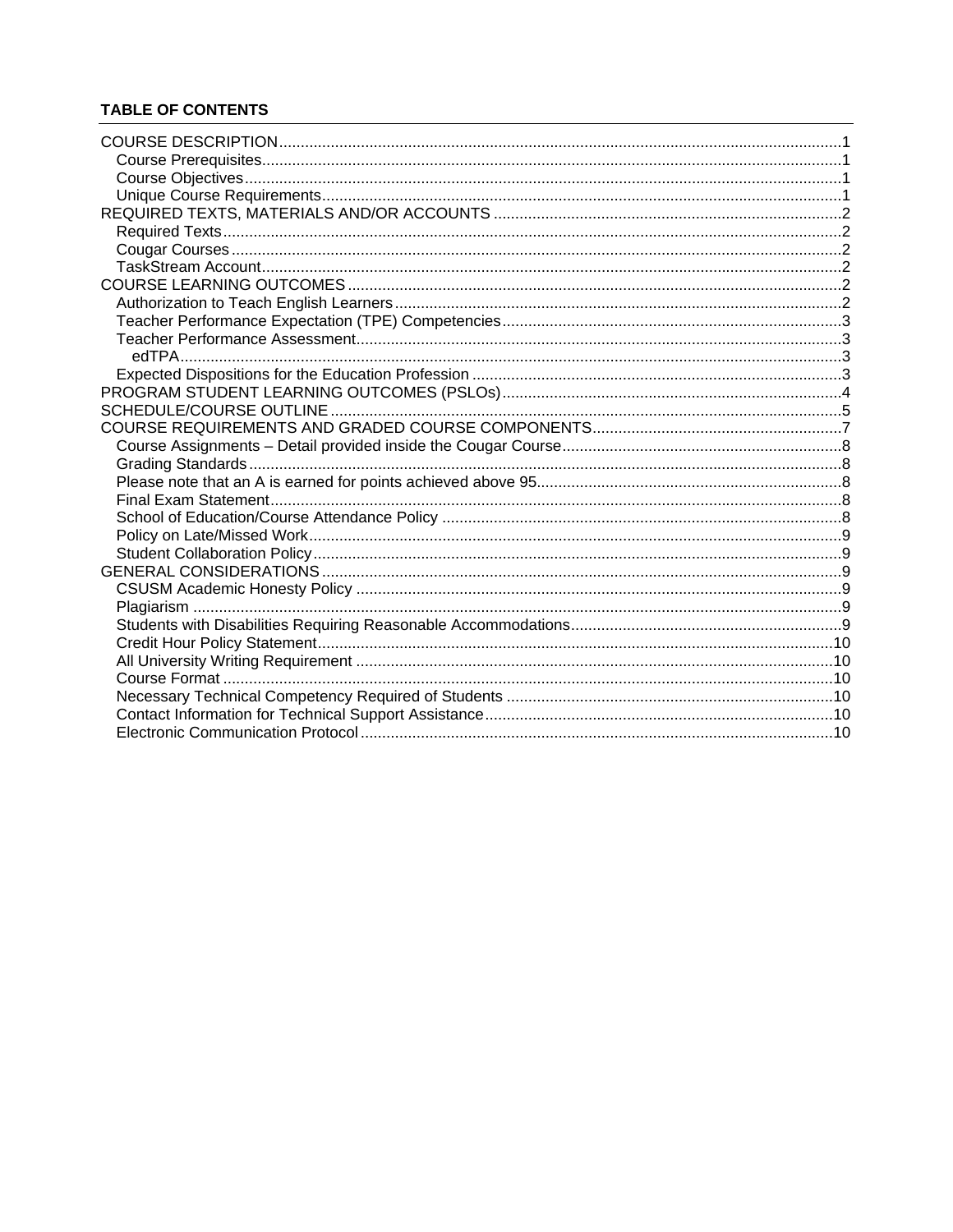**TABLE OF CONTENTS**

- COURSE DESCRIPTION ... 1
  - Course Prerequisites ... 1
  - Course Objectives ... 1
  - Unique Course Requirements ... 1
- REQUIRED TEXTS, MATERIALS AND/OR ACCOUNTS ... 2
  - Required Texts ... 2
  - Cougar Courses ... 2
  - TaskStream Account ... 2
- COURSE LEARNING OUTCOMES ... 2
  - Authorization to Teach English Learners ... 2
  - Teacher Performance Expectation (TPE) Competencies ... 3
  - Teacher Performance Assessment ... 3
    - edTPA ... 3
  - Expected Dispositions for the Education Profession ... 3
- PROGRAM STUDENT LEARNING OUTCOMES (PSLOs) ... 4
- SCHEDULE/COURSE OUTLINE ... 5
- COURSE REQUIREMENTS AND GRADED COURSE COMPONENTS ... 7
  - Course Assignments – Detail provided inside the Cougar Course ... 8
  - Grading Standards ... 8
  - Please note that an A is earned for points achieved above 95 ... 8
  - Final Exam Statement ... 8
  - School of Education/Course Attendance Policy ... 8
  - Policy on Late/Missed Work ... 9
  - Student Collaboration Policy ... 9
- GENERAL CONSIDERATIONS ... 9
  - CSUSM Academic Honesty Policy ... 9
  - Plagiarism ... 9
  - Students with Disabilities Requiring Reasonable Accommodations ... 9
  - Credit Hour Policy Statement ... 10
  - All University Writing Requirement ... 10
  - Course Format ... 10
  - Necessary Technical Competency Required of Students ... 10
  - Contact Information for Technical Support Assistance ... 10
  - Electronic Communication Protocol ... 10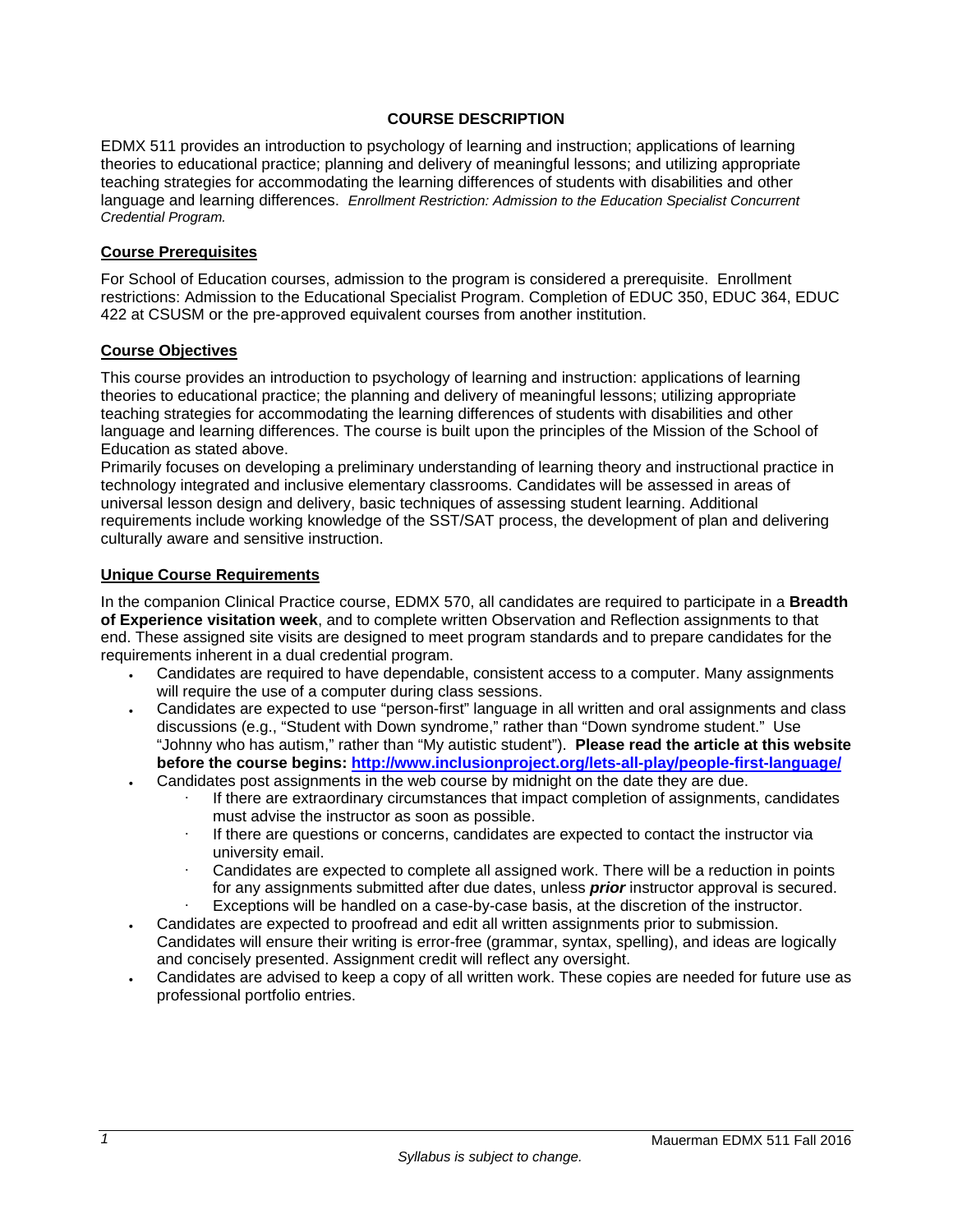## COURSE DESCRIPTION

EDMX 511 provides an introduction to psychology of learning and instruction; applications of learning theories to educational practice; planning and delivery of meaningful lessons; and utilizing appropriate teaching strategies for accommodating the learning differences of students with disabilities and other language and learning differences. *Enrollment Restriction: Admission to the Education Specialist Concurrent Credential Program.*

### Course Prerequisites

For School of Education courses, admission to the program is considered a prerequisite. Enrollment restrictions: Admission to the Educational Specialist Program. Completion of EDUC 350, EDUC 364, EDUC 422 at CSUSM or the pre-approved equivalent courses from another institution.

### Course Objectives

This course provides an introduction to psychology of learning and instruction: applications of learning theories to educational practice; the planning and delivery of meaningful lessons; utilizing appropriate teaching strategies for accommodating the learning differences of students with disabilities and other language and learning differences. The course is built upon the principles of the Mission of the School of Education as stated above.

Primarily focuses on developing a preliminary understanding of learning theory and instructional practice in technology integrated and inclusive elementary classrooms. Candidates will be assessed in areas of universal lesson design and delivery, basic techniques of assessing student learning. Additional requirements include working knowledge of the SST/SAT process, the development of plan and delivering culturally aware and sensitive instruction.

### Unique Course Requirements

In the companion Clinical Practice course, EDMX 570, all candidates are required to participate in a **Breadth of Experience visitation week**, and to complete written Observation and Reflection assignments to that end. These assigned site visits are designed to meet program standards and to prepare candidates for the requirements inherent in a dual credential program.

- Candidates are required to have dependable, consistent access to a computer. Many assignments will require the use of a computer during class sessions.
- Candidates are expected to use "person-first" language in all written and oral assignments and class discussions (e.g., "Student with Down syndrome," rather than "Down syndrome student." Use "Johnny who has autism," rather than "My autistic student"). **Please read the article at this website before the course begins: [http://www.inclusionproject.org/lets-all-play/people-first-language/](http://www.inclusionproject.org/lets-all-play/people-first-language/)**
- Candidates post assignments in the web course by midnight on the date they are due.
  - If there are extraordinary circumstances that impact completion of assignments, candidates must advise the instructor as soon as possible.
  - If there are questions or concerns, candidates are expected to contact the instructor via university email.
  - Candidates are expected to complete all assigned work. There will be a reduction in points for any assignments submitted after due dates, unless ***prior*** instructor approval is secured.
  - Exceptions will be handled on a case-by-case basis, at the discretion of the instructor.
- Candidates are expected to proofread and edit all written assignments prior to submission. Candidates will ensure their writing is error-free (grammar, syntax, spelling), and ideas are logically and concisely presented. Assignment credit will reflect any oversight.
- Candidates are advised to keep a copy of all written work. These copies are needed for future use as professional portfolio entries.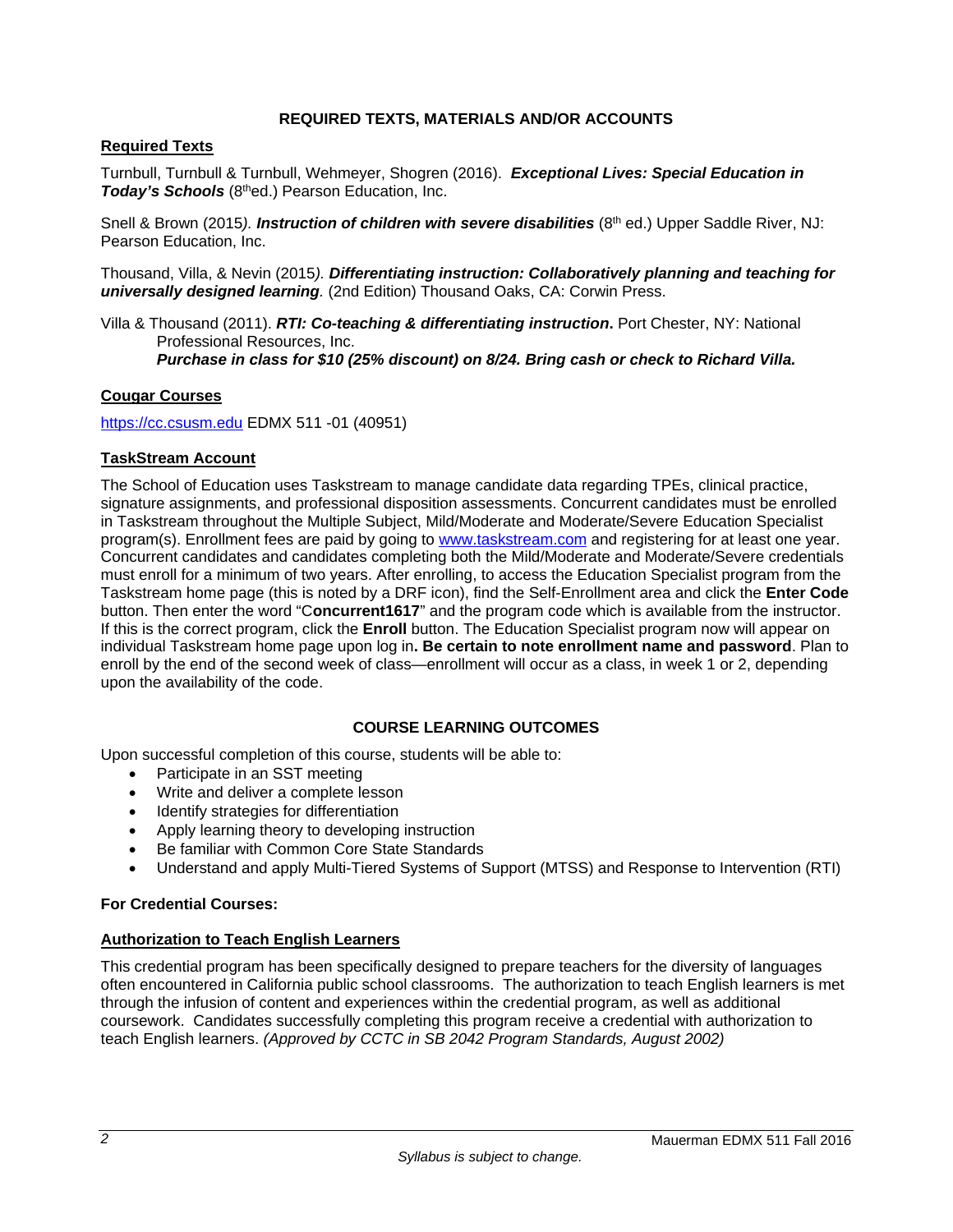## REQUIRED TEXTS, MATERIALS AND/OR ACCOUNTS

### Required Texts

Turnbull, Turnbull & Turnbull, Wehmeyer, Shogren (2016). ***Exceptional Lives: Special Education in Today's Schools*** (8th ed.) Pearson Education, Inc.

Snell & Brown (2015*).* ***Instruction of children with severe disabilities*** (8th ed.) Upper Saddle River, NJ: Pearson Education, Inc.

Thousand, Villa, & Nevin (2015*).* ***Differentiating instruction: Collaboratively planning and teaching for universally designed learning****.* (2nd Edition) Thousand Oaks, CA: Corwin Press.

Villa & Thousand (2011). ***RTI: Co-teaching & differentiating instruction*****.** Port Chester, NY: National Professional Resources, Inc.
***Purchase in class for $10 (25% discount) on 8/24. Bring cash or check to Richard Villa.***

### Cougar Courses

https://cc.csusm.edu EDMX 511 -01 (40951)

### TaskStream Account

The School of Education uses Taskstream to manage candidate data regarding TPEs, clinical practice, signature assignments, and professional disposition assessments. Concurrent candidates must be enrolled in Taskstream throughout the Multiple Subject, Mild/Moderate and Moderate/Severe Education Specialist program(s). Enrollment fees are paid by going to www.taskstream.com and registering for at least one year. Concurrent candidates and candidates completing both the Mild/Moderate and Moderate/Severe credentials must enroll for a minimum of two years. After enrolling, to access the Education Specialist program from the Taskstream home page (this is noted by a DRF icon), find the Self-Enrollment area and click the **Enter Code** button. Then enter the word "C**oncurrent1617**" and the program code which is available from the instructor. If this is the correct program, click the **Enroll** button. The Education Specialist program now will appear on individual Taskstream home page upon log in**. Be certain to note enrollment name and password**. Plan to enroll by the end of the second week of class—enrollment will occur as a class, in week 1 or 2, depending upon the availability of the code.

## COURSE LEARNING OUTCOMES

Upon successful completion of this course, students will be able to:

- Participate in an SST meeting
- Write and deliver a complete lesson
- Identify strategies for differentiation
- Apply learning theory to developing instruction
- Be familiar with Common Core State Standards
- Understand and apply Multi-Tiered Systems of Support (MTSS) and Response to Intervention (RTI)

**For Credential Courses:**

### Authorization to Teach English Learners

This credential program has been specifically designed to prepare teachers for the diversity of languages often encountered in California public school classrooms. The authorization to teach English learners is met through the infusion of content and experiences within the credential program, as well as additional coursework. Candidates successfully completing this program receive a credential with authorization to teach English learners. *(Approved by CCTC in SB 2042 Program Standards, August 2002)*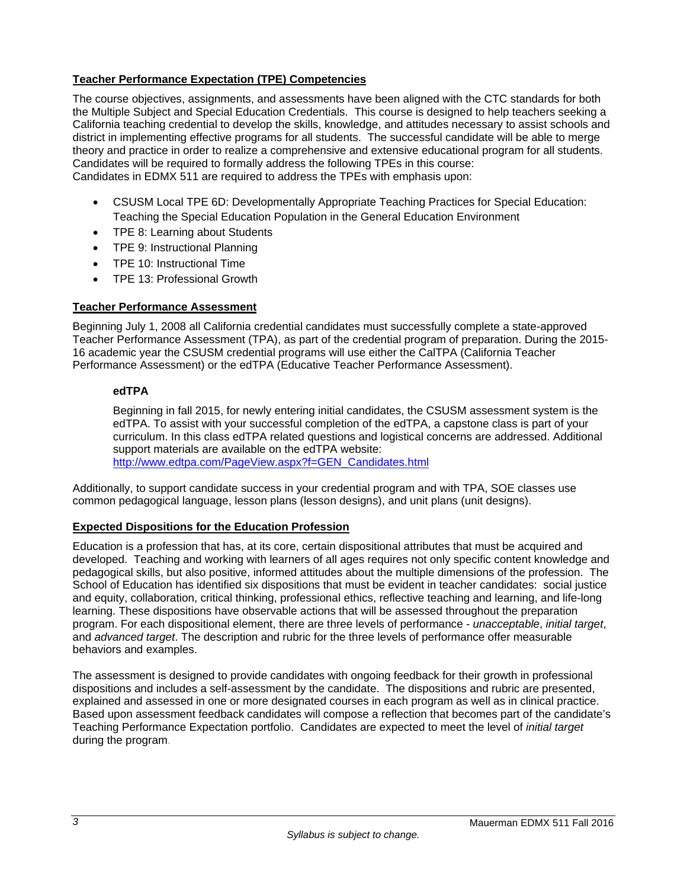## Teacher Performance Expectation (TPE) Competencies

The course objectives, assignments, and assessments have been aligned with the CTC standards for both the Multiple Subject and Special Education Credentials. This course is designed to help teachers seeking a California teaching credential to develop the skills, knowledge, and attitudes necessary to assist schools and district in implementing effective programs for all students. The successful candidate will be able to merge theory and practice in order to realize a comprehensive and extensive educational program for all students. Candidates will be required to formally address the following TPEs in this course:
Candidates in EDMX 511 are required to address the TPEs with emphasis upon:

- CSUSM Local TPE 6D: Developmentally Appropriate Teaching Practices for Special Education: Teaching the Special Education Population in the General Education Environment
- TPE 8: Learning about Students
- TPE 9: Instructional Planning
- TPE 10: Instructional Time
- TPE 13: Professional Growth

## Teacher Performance Assessment

Beginning July 1, 2008 all California credential candidates must successfully complete a state-approved Teacher Performance Assessment (TPA), as part of the credential program of preparation. During the 2015-16 academic year the CSUSM credential programs will use either the CalTPA (California Teacher Performance Assessment) or the edTPA (Educative Teacher Performance Assessment).

### edTPA

Beginning in fall 2015, for newly entering initial candidates, the CSUSM assessment system is the edTPA. To assist with your successful completion of the edTPA, a capstone class is part of your curriculum. In this class edTPA related questions and logistical concerns are addressed. Additional support materials are available on the edTPA website:
http://www.edtpa.com/PageView.aspx?f=GEN_Candidates.html

Additionally, to support candidate success in your credential program and with TPA, SOE classes use common pedagogical language, lesson plans (lesson designs), and unit plans (unit designs).

## Expected Dispositions for the Education Profession

Education is a profession that has, at its core, certain dispositional attributes that must be acquired and developed. Teaching and working with learners of all ages requires not only specific content knowledge and pedagogical skills, but also positive, informed attitudes about the multiple dimensions of the profession. The School of Education has identified six dispositions that must be evident in teacher candidates: social justice and equity, collaboration, critical thinking, professional ethics, reflective teaching and learning, and life-long learning. These dispositions have observable actions that will be assessed throughout the preparation program. For each dispositional element, there are three levels of performance - *unacceptable*, *initial target*, and *advanced target*. The description and rubric for the three levels of performance offer measurable behaviors and examples.

The assessment is designed to provide candidates with ongoing feedback for their growth in professional dispositions and includes a self-assessment by the candidate. The dispositions and rubric are presented, explained and assessed in one or more designated courses in each program as well as in clinical practice. Based upon assessment feedback candidates will compose a reflection that becomes part of the candidate's Teaching Performance Expectation portfolio. Candidates are expected to meet the level of *initial target* during the program.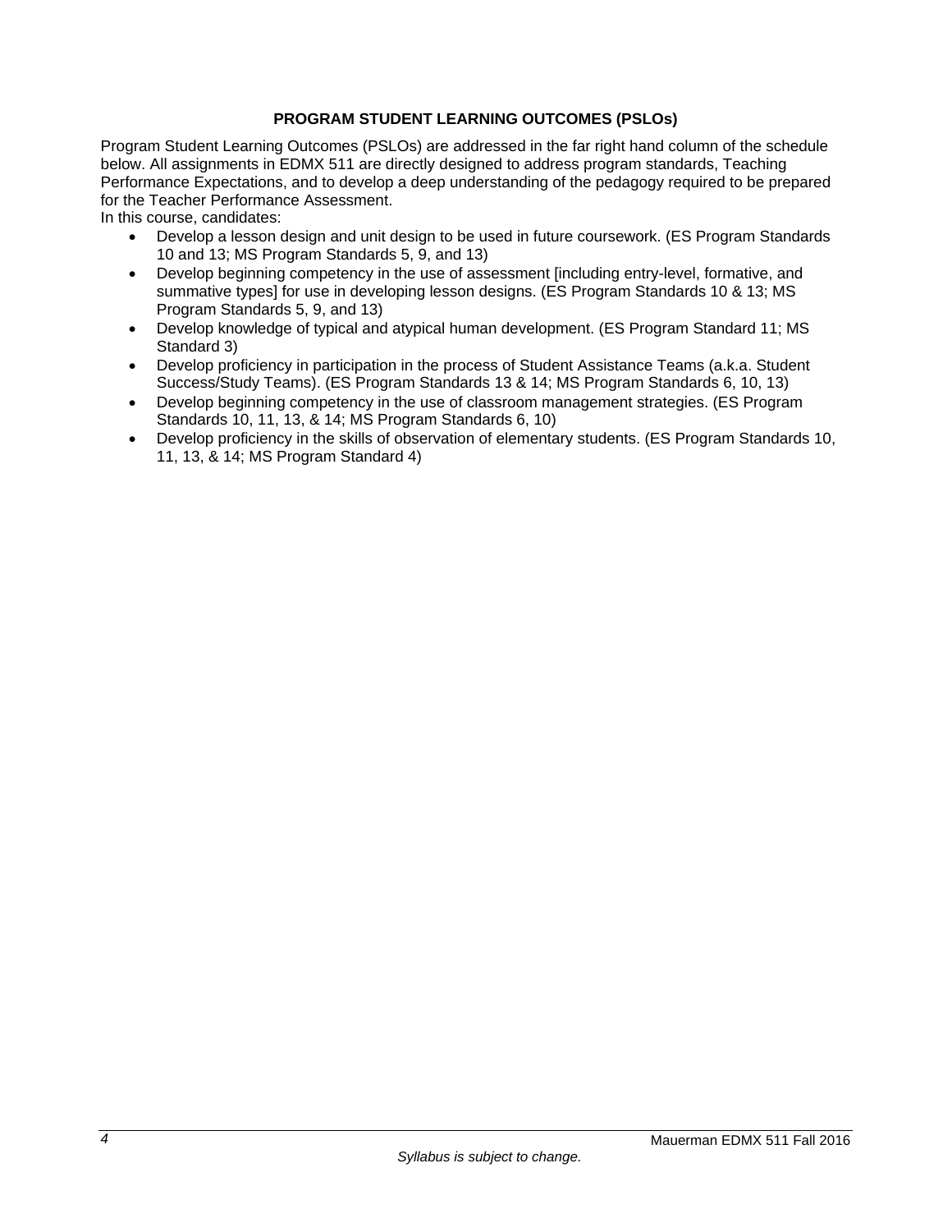## PROGRAM STUDENT LEARNING OUTCOMES (PSLOs)

Program Student Learning Outcomes (PSLOs) are addressed in the far right hand column of the schedule below. All assignments in EDMX 511 are directly designed to address program standards, Teaching Performance Expectations, and to develop a deep understanding of the pedagogy required to be prepared for the Teacher Performance Assessment.

In this course, candidates:

- Develop a lesson design and unit design to be used in future coursework. (ES Program Standards 10 and 13; MS Program Standards 5, 9, and 13)
- Develop beginning competency in the use of assessment [including entry-level, formative, and summative types] for use in developing lesson designs. (ES Program Standards 10 & 13; MS Program Standards 5, 9, and 13)
- Develop knowledge of typical and atypical human development. (ES Program Standard 11; MS Standard 3)
- Develop proficiency in participation in the process of Student Assistance Teams (a.k.a. Student Success/Study Teams). (ES Program Standards 13 & 14; MS Program Standards 6, 10, 13)
- Develop beginning competency in the use of classroom management strategies. (ES Program Standards 10, 11, 13, & 14; MS Program Standards 6, 10)
- Develop proficiency in the skills of observation of elementary students. (ES Program Standards 10, 11, 13, & 14; MS Program Standard 4)

*Syllabus is subject to change.*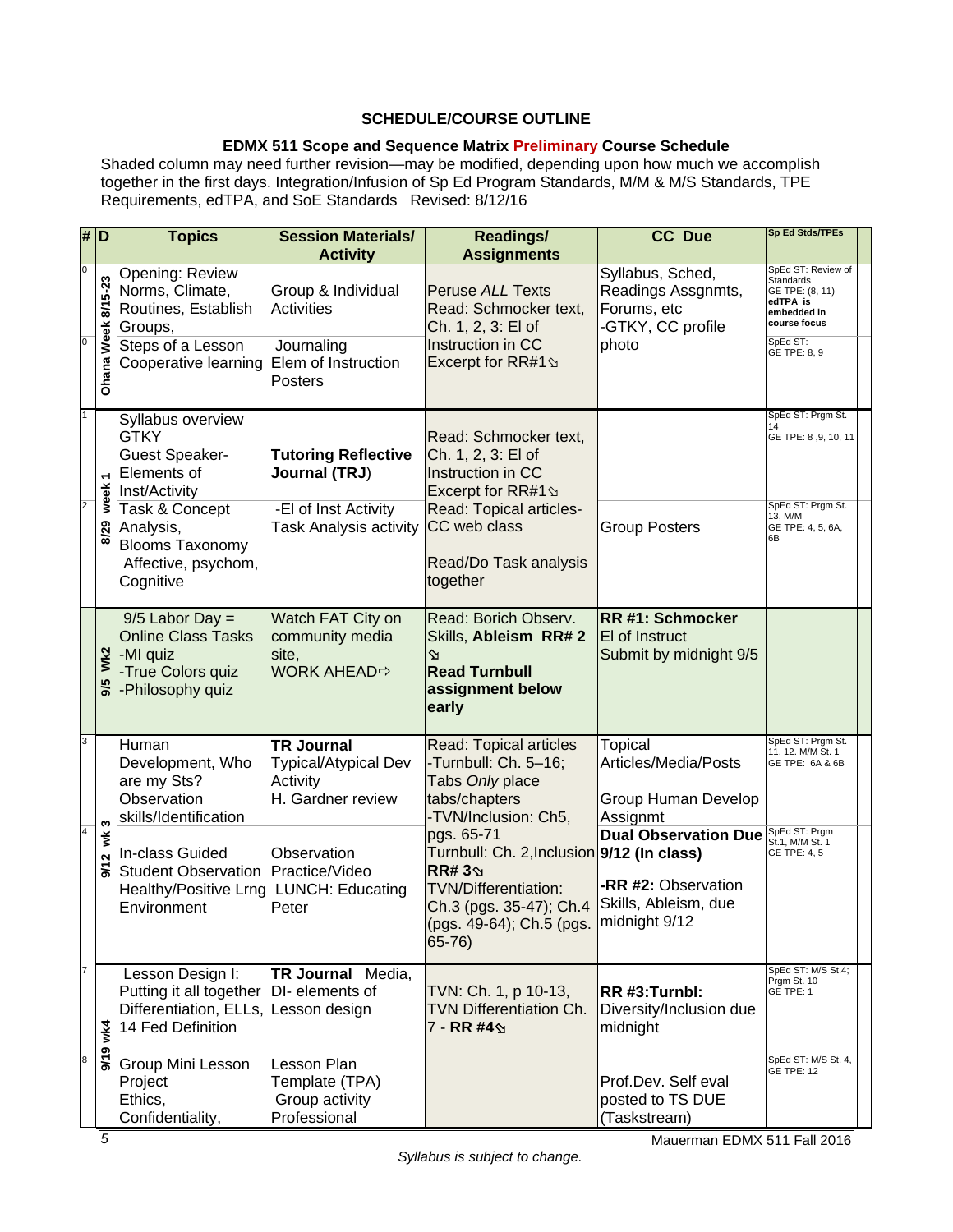**SCHEDULE/COURSE OUTLINE**

**EDMX 511 Scope and Sequence Matrix Preliminary Course Schedule**

Shaded column may need further revision—may be modified, depending upon how much we accomplish together in the first days. Integration/Infusion of Sp Ed Program Standards, M/M & M/S Standards, TPE Requirements, edTPA, and SoE Standards Revised: 8/12/16

| # | D | Topics | Session Materials/ Activity | Readings/ Assignments | CC Due | Sp Ed Stds/TPEs |
|---|---|---|---|---|---|---|
| 0 | Ohana Week 8/15-23 | Opening: Review Norms, Climate, Routines, Establish Groups, | Group & Individual Activities | Peruse *ALL* Texts Read: Schmocker text, Ch. 1, 2, 3: El of Instruction in CC Excerpt for RR#1 | Syllabus, Sched, Readings Assgnmts, Forums, etc -GTKY, CC profile photo | SpEd ST: Review of Standards GE TPE: (8, 11) **edTPA is embedded in course focus** |
| 0 | | Steps of a Lesson Cooperative learning | Journaling Elem of Instruction Posters | | | SpEd ST: GE TPE: 8, 9 |
| 1 | 8/29 week 1 | Syllabus overview GTKY Guest Speaker- Elements of Inst/Activity | **Tutoring Reflective Journal (TRJ)** | Read: Schmocker text, Ch. 1, 2, 3: El of Instruction in CC Excerpt for RR#1 | | SpEd ST: Prgm St. 14 GE TPE: 8 ,9, 10, 11 |
| 2 | | Task & Concept Analysis, Blooms Taxonomy Affective, psychom, Cognitive | -El of Inst Activity Task Analysis activity | Read: Topical articles- CC web class Read/Do Task analysis together | Group Posters | SpEd ST: Prgm St. 13, M/M GE TPE: 4, 5, 6A, 6B |
| | 9/5 Wk2 | 9/5 Labor Day = Online Class Tasks -MI quiz -True Colors quiz -Philosophy quiz | Watch FAT City on community media site, WORK AHEAD⇨ | Read: Borich Observ. Skills, **Ableism RR# 2** **Read Turnbull assignment below early** | **RR #1: Schmocker** El of Instruct Submit by midnight 9/5 | |
| 3 | 9/12 wk 3 | Human Development, Who are my Sts? Observation skills/Identification | **TR Journal** Typical/Atypical Dev Activity H. Gardner review | Read: Topical articles -Turnbull: Ch. 5–16; Tabs *Only* place tabs/chapters -TVN/Inclusion: Ch5, pgs. 65-71 Turnbull: Ch. 2,Inclusion **RR# 3** TVN/Differentiation: Ch.3 (pgs. 35-47); Ch.4 (pgs. 49-64); Ch.5 (pgs. 65-76) | Topical Articles/Media/Posts Group Human Develop Assignmt | SpEd ST: Prgm St. 11, 12. M/M St. 1 GE TPE: 6A & 6B |
| 4 | | In-class Guided Student Observation Healthy/Positive Lrng Environment | Observation Practice/Video LUNCH: Educating Peter | | **Dual Observation Due 9/12 (In class)** **-RR #2:** Observation Skills, Ableism, due midnight 9/12 | SpEd ST: Prgm St.1, M/M St. 1 GE TPE: 4, 5 |
| 7 | 9/19 wk4 | Lesson Design I: Putting it all together Differentiation, ELLs, 14 Fed Definition | **TR Journal** Media, DI- elements of Lesson design | TVN: Ch. 1, p 10-13, TVN Differentiation Ch. 7 - **RR #4** | **RR #3:Turnbl:** Diversity/Inclusion due midnight | SpEd ST: M/S St.4; Prgm St. 10 GE TPE: 1 |
| 8 | | Group Mini Lesson Project Ethics, Confidentiality, | Lesson Plan Template (TPA) Group activity Professional | | Prof.Dev. Self eval posted to TS DUE (Taskstream) | SpEd ST: M/S St. 4, GE TPE: 12 |

*Syllabus is subject to change.*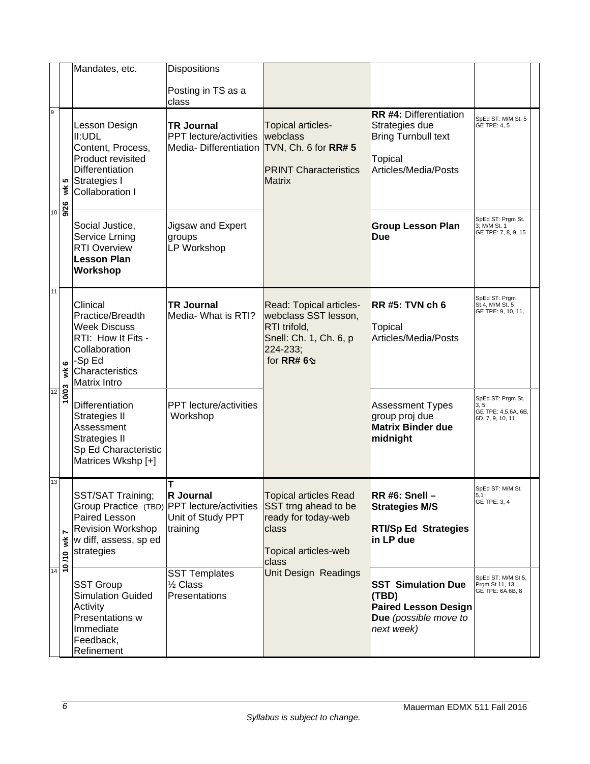| | | | | | | |
|---|---|---|---|---|---|---|
| | | Mandates, etc. | Dispositions<br><br>Posting in TS as a class | | | |
| 9 | 9/26 wk 5 | Lesson Design II:UDL<br>Content, Process, Product revisited<br>Differentiation Strategies I<br>Collaboration I | **TR Journal**<br>PPT lecture/activities<br>Media- Differentiation | Topical articles-webclass<br>TVN, Ch. 6 for **RR# 5**<br><br>PRINT Characteristics Matrix | **RR #4:** Differentiation Strategies due<br>Bring Turnbull text<br><br>Topical Articles/Media/Posts | SpEd ST: M/M St. 5<br>GE TPE: 4, 5 |
| 10 | | Social Justice, Service Lrning<br>RTI Overview<br>**Lesson Plan Workshop** | Jigsaw and Expert groups<br>LP Workshop | | **Group Lesson Plan Due** | SpEd ST: Prgm St. 3; M/M St. 1<br>GE TPE: 7, 8, 9, 15 |
| 11 | 10/03 wk 6 | Clinical Practice/Breadth Week Discuss<br>RTI: How It Fits - Collaboration<br>-Sp Ed Characteristics Matrix Intro | **TR Journal**<br>Media- What is RTI? | Read: Topical articles-webclass SST lesson,<br>RTI trifold,<br>Snell: Ch. 1, Ch. 6, p 224-233;<br>for **RR# 6**⍂ | **RR #5: TVN ch 6**<br><br>Topical Articles/Media/Posts | SpEd ST: Prgm St.4, M/M St. 5<br>GE TPE: 9, 10, 11, |
| 12 | | Differentiation Strategies II<br>Assessment Strategies II<br>Sp Ed Characteristic Matrices Wkshp [+] | PPT lecture/activities<br>Workshop | | Assessment Types group proj due<br>**Matrix Binder due midnight** | SpEd ST: Prgm St. 3, 5<br>GE TPE: 4,5,6A, 6B, 6D, 7, 9, 10, 11 |
| 13 | 10 /10 wk 7 | SST/SAT Training;<br>Group Practice (TBD)<br>Paired Lesson Revision Workshop w diff, assess, sp ed strategies | **T R Journal**<br>PPT lecture/activities<br>Unit of Study PPT training | Topical articles Read SST trng ahead to be ready for today-web class<br><br>Topical articles-web class<br>Unit Design Readings | **RR #6: Snell – Strategies M/S**<br><br>**RTI/Sp Ed Strategies in LP due** | SpEd ST: M/M St. 5,1<br>GE TPE: 3, 4 |
| 14 | | SST Group Simulation Guided Activity<br>Presentations w Immediate Feedback, Refinement | SST Templates<br>½ Class Presentations | | **SST Simulation Due (TBD)**<br>**Paired Lesson Design Due** *(possible move to next week)* | SpEd ST: M/M St 5, Prgm St 11, 13<br>GE TPE: 6A,6B, 8 |

*Syllabus is subject to change.*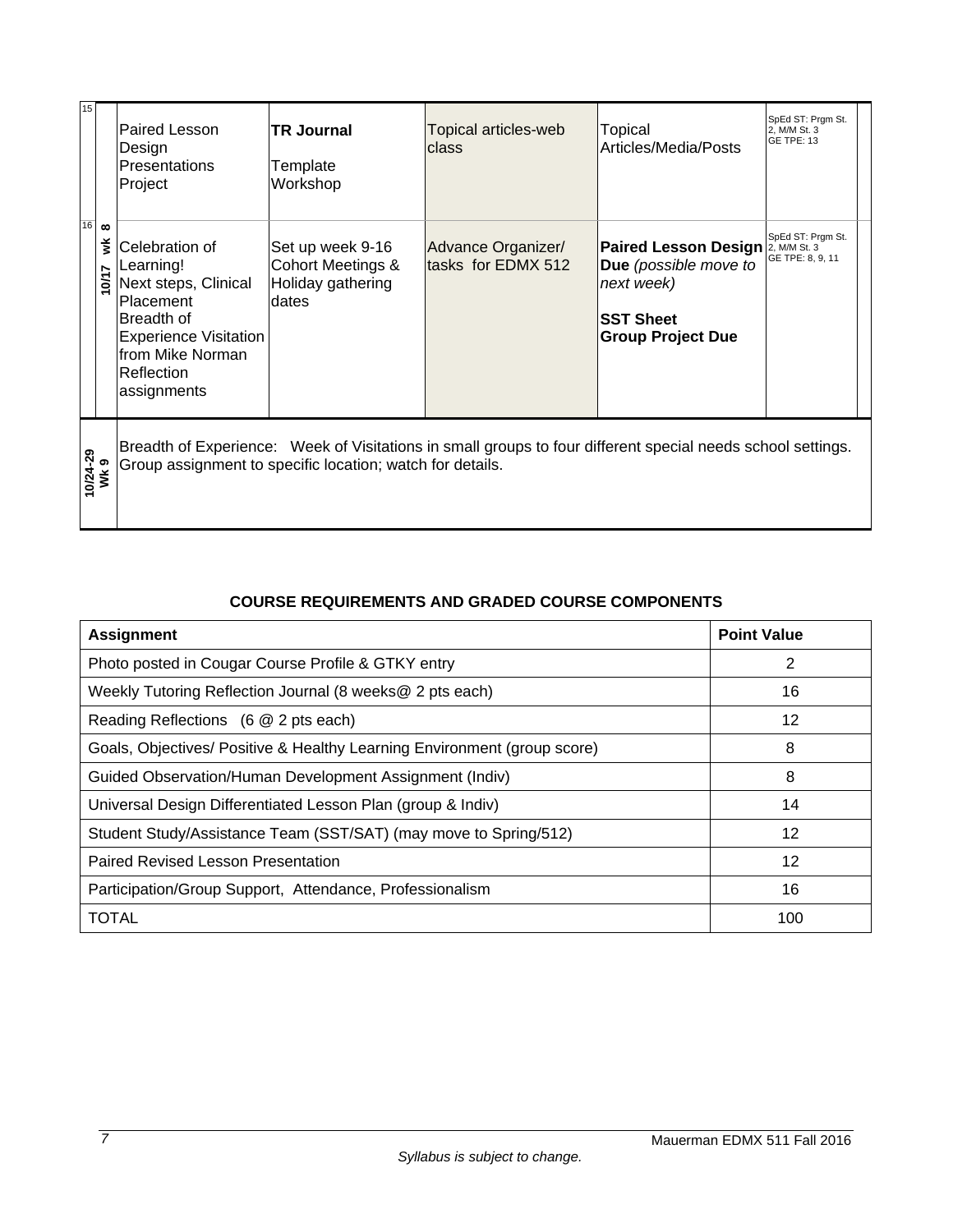| | | | | | | |
|---|---|---|---|---|---|---|
| 15 | | Paired Lesson Design Presentations Project | **TR Journal** Template Workshop | Topical articles-web class | Topical Articles/Media/Posts | SpEd ST: Prgm St. 2, M/M St. 3 GE TPE: 13 |
| 16 | **10/17 wk 8** | Celebration of Learning! Next steps, Clinical Placement Breadth of Experience Visitation from Mike Norman Reflection assignments | Set up week 9-16 Cohort Meetings & Holiday gathering dates | Advance Organizer/ tasks for EDMX 512 | **Paired Lesson Design Due** *(possible move to next week)* **SST Sheet Group Project Due** | SpEd ST: Prgm St. 2, M/M St. 3 GE TPE: 8, 9, 11 |
| **10/24-29 Wk 9** | | Breadth of Experience: Week of Visitations in small groups to four different special needs school settings. Group assignment to specific location; watch for details. | | | | |

**COURSE REQUIREMENTS AND GRADED COURSE COMPONENTS**

| Assignment | Point Value |
|---|---|
| Photo posted in Cougar Course Profile & GTKY entry | 2 |
| Weekly Tutoring Reflection Journal (8 weeks@ 2 pts each) | 16 |
| Reading Reflections (6 @ 2 pts each) | 12 |
| Goals, Objectives/ Positive & Healthy Learning Environment (group score) | 8 |
| Guided Observation/Human Development Assignment (Indiv) | 8 |
| Universal Design Differentiated Lesson Plan (group & Indiv) | 14 |
| Student Study/Assistance Team (SST/SAT) (may move to Spring/512) | 12 |
| Paired Revised Lesson Presentation | 12 |
| Participation/Group Support, Attendance, Professionalism | 16 |
| TOTAL | 100 |

*Syllabus is subject to change.*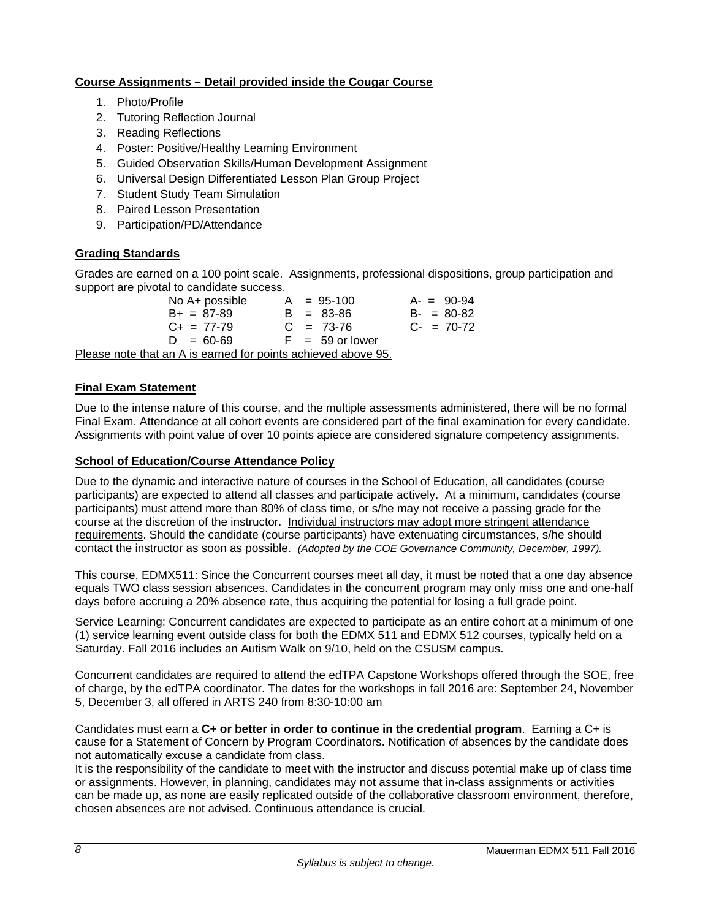**Course Assignments – Detail provided inside the Cougar Course**

1. Photo/Profile
2. Tutoring Reflection Journal
3. Reading Reflections
4. Poster: Positive/Healthy Learning Environment
5. Guided Observation Skills/Human Development Assignment
6. Universal Design Differentiated Lesson Plan Group Project
7. Student Study Team Simulation
8. Paired Lesson Presentation
9. Participation/PD/Attendance

**Grading Standards**

Grades are earned on a 100 point scale. Assignments, professional dispositions, group participation and support are pivotal to candidate success.

| | | |
|---|---|---|
| No A+ possible | A = 95-100 | A- = 90-94 |
| B+ = 87-89 | B = 83-86 | B- = 80-82 |
| C+ = 77-79 | C = 73-76 | C- = 70-72 |
| D = 60-69 | F = 59 or lower | |

Please note that an A is earned for points achieved above 95.

**Final Exam Statement**

Due to the intense nature of this course, and the multiple assessments administered, there will be no formal Final Exam. Attendance at all cohort events are considered part of the final examination for every candidate. Assignments with point value of over 10 points apiece are considered signature competency assignments.

**School of Education/Course Attendance Policy**

Due to the dynamic and interactive nature of courses in the School of Education, all candidates (course participants) are expected to attend all classes and participate actively. At a minimum, candidates (course participants) must attend more than 80% of class time, or s/he may not receive a passing grade for the course at the discretion of the instructor. Individual instructors may adopt more stringent attendance requirements. Should the candidate (course participants) have extenuating circumstances, s/he should contact the instructor as soon as possible. *(Adopted by the COE Governance Community, December, 1997).*

This course, EDMX511: Since the Concurrent courses meet all day, it must be noted that a one day absence equals TWO class session absences. Candidates in the concurrent program may only miss one and one-half days before accruing a 20% absence rate, thus acquiring the potential for losing a full grade point.

Service Learning: Concurrent candidates are expected to participate as an entire cohort at a minimum of one (1) service learning event outside class for both the EDMX 511 and EDMX 512 courses, typically held on a Saturday. Fall 2016 includes an Autism Walk on 9/10, held on the CSUSM campus.

Concurrent candidates are required to attend the edTPA Capstone Workshops offered through the SOE, free of charge, by the edTPA coordinator. The dates for the workshops in fall 2016 are: September 24, November 5, December 3, all offered in ARTS 240 from 8:30-10:00 am

Candidates must earn a **C+ or better in order to continue in the credential program**. Earning a C+ is cause for a Statement of Concern by Program Coordinators. Notification of absences by the candidate does not automatically excuse a candidate from class.

It is the responsibility of the candidate to meet with the instructor and discuss potential make up of class time or assignments. However, in planning, candidates may not assume that in-class assignments or activities can be made up, as none are easily replicated outside of the collaborative classroom environment, therefore, chosen absences are not advised. Continuous attendance is crucial.

*Syllabus is subject to change.*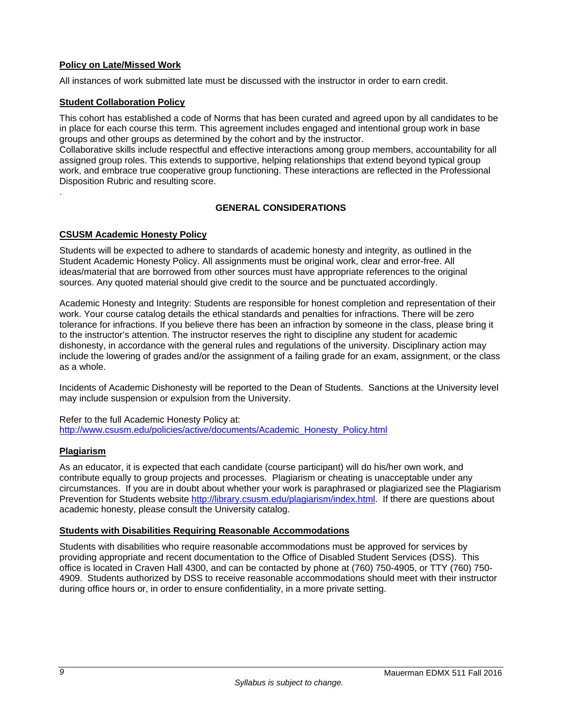**Policy on Late/Missed Work**

All instances of work submitted late must be discussed with the instructor in order to earn credit.

**Student Collaboration Policy**

This cohort has established a code of Norms that has been curated and agreed upon by all candidates to be in place for each course this term. This agreement includes engaged and intentional group work in base groups and other groups as determined by the cohort and by the instructor.
Collaborative skills include respectful and effective interactions among group members, accountability for all assigned group roles. This extends to supportive, helping relationships that extend beyond typical group work, and embrace true cooperative group functioning. These interactions are reflected in the Professional Disposition Rubric and resulting score.

.

## GENERAL CONSIDERATIONS

**CSUSM Academic Honesty Policy**

Students will be expected to adhere to standards of academic honesty and integrity, as outlined in the Student Academic Honesty Policy. All assignments must be original work, clear and error-free. All ideas/material that are borrowed from other sources must have appropriate references to the original sources. Any quoted material should give credit to the source and be punctuated accordingly.

Academic Honesty and Integrity: Students are responsible for honest completion and representation of their work. Your course catalog details the ethical standards and penalties for infractions. There will be zero tolerance for infractions. If you believe there has been an infraction by someone in the class, please bring it to the instructor's attention. The instructor reserves the right to discipline any student for academic dishonesty, in accordance with the general rules and regulations of the university. Disciplinary action may include the lowering of grades and/or the assignment of a failing grade for an exam, assignment, or the class as a whole.

Incidents of Academic Dishonesty will be reported to the Dean of Students. Sanctions at the University level may include suspension or expulsion from the University.

Refer to the full Academic Honesty Policy at:
http://www.csusm.edu/policies/active/documents/Academic_Honesty_Policy.html

**Plagiarism**

As an educator, it is expected that each candidate (course participant) will do his/her own work, and contribute equally to group projects and processes. Plagiarism or cheating is unacceptable under any circumstances. If you are in doubt about whether your work is paraphrased or plagiarized see the Plagiarism Prevention for Students website http://library.csusm.edu/plagiarism/index.html. If there are questions about academic honesty, please consult the University catalog.

**Students with Disabilities Requiring Reasonable Accommodations**

Students with disabilities who require reasonable accommodations must be approved for services by providing appropriate and recent documentation to the Office of Disabled Student Services (DSS). This office is located in Craven Hall 4300, and can be contacted by phone at (760) 750-4905, or TTY (760) 750-4909. Students authorized by DSS to receive reasonable accommodations should meet with their instructor during office hours or, in order to ensure confidentiality, in a more private setting.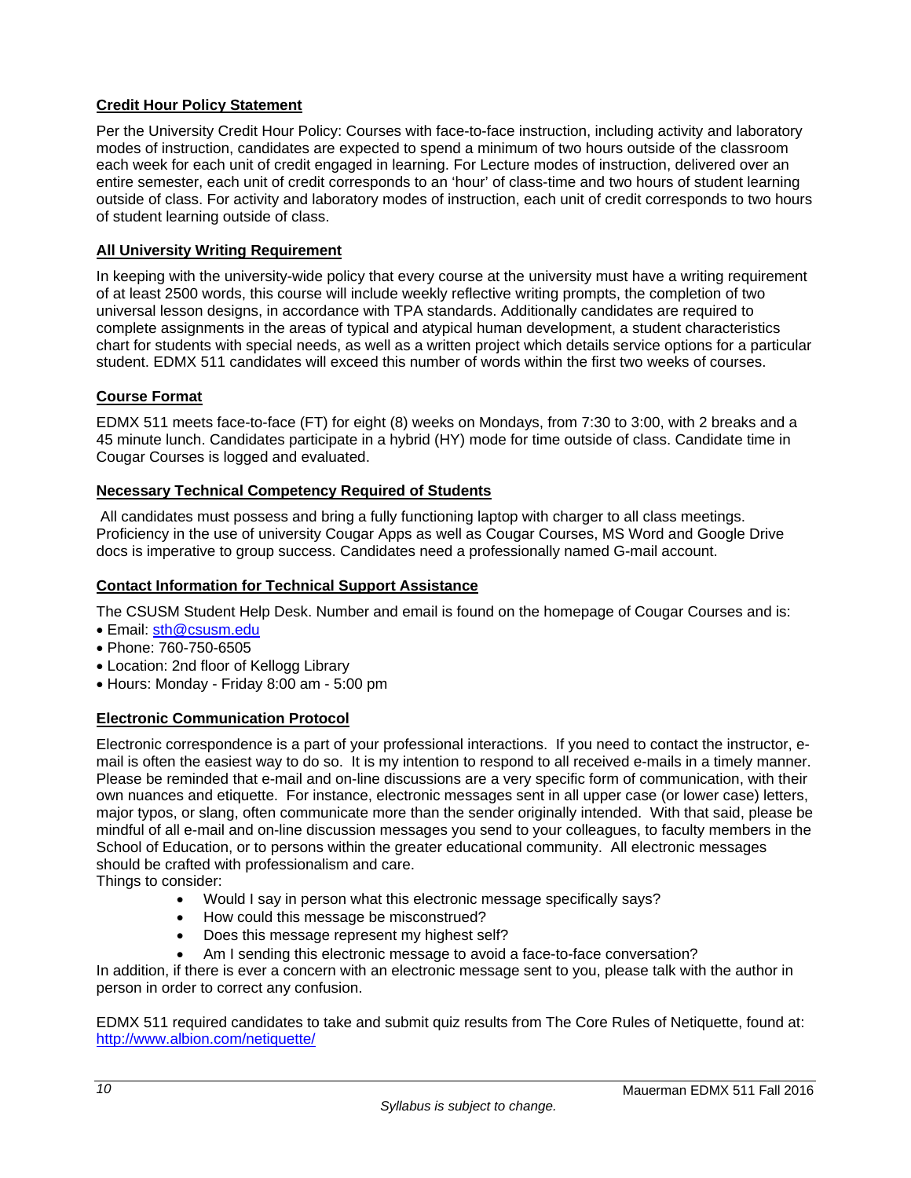**Credit Hour Policy Statement**

Per the University Credit Hour Policy: Courses with face-to-face instruction, including activity and laboratory modes of instruction, candidates are expected to spend a minimum of two hours outside of the classroom each week for each unit of credit engaged in learning. For Lecture modes of instruction, delivered over an entire semester, each unit of credit corresponds to an 'hour' of class-time and two hours of student learning outside of class. For activity and laboratory modes of instruction, each unit of credit corresponds to two hours of student learning outside of class.

**All University Writing Requirement**

In keeping with the university-wide policy that every course at the university must have a writing requirement of at least 2500 words, this course will include weekly reflective writing prompts, the completion of two universal lesson designs, in accordance with TPA standards. Additionally candidates are required to complete assignments in the areas of typical and atypical human development, a student characteristics chart for students with special needs, as well as a written project which details service options for a particular student. EDMX 511 candidates will exceed this number of words within the first two weeks of courses.

**Course Format**

EDMX 511 meets face-to-face (FT) for eight (8) weeks on Mondays, from 7:30 to 3:00, with 2 breaks and a 45 minute lunch. Candidates participate in a hybrid (HY) mode for time outside of class. Candidate time in Cougar Courses is logged and evaluated.

**Necessary Technical Competency Required of Students**

All candidates must possess and bring a fully functioning laptop with charger to all class meetings. Proficiency in the use of university Cougar Apps as well as Cougar Courses, MS Word and Google Drive docs is imperative to group success. Candidates need a professionally named G-mail account.

**Contact Information for Technical Support Assistance**

The CSUSM Student Help Desk. Number and email is found on the homepage of Cougar Courses and is:

- Email: sth@csusm.edu
- Phone: 760-750-6505
- Location: 2nd floor of Kellogg Library
- Hours: Monday - Friday 8:00 am - 5:00 pm

**Electronic Communication Protocol**

Electronic correspondence is a part of your professional interactions. If you need to contact the instructor, e-mail is often the easiest way to do so. It is my intention to respond to all received e-mails in a timely manner. Please be reminded that e-mail and on-line discussions are a very specific form of communication, with their own nuances and etiquette. For instance, electronic messages sent in all upper case (or lower case) letters, major typos, or slang, often communicate more than the sender originally intended. With that said, please be mindful of all e-mail and on-line discussion messages you send to your colleagues, to faculty members in the School of Education, or to persons within the greater educational community. All electronic messages should be crafted with professionalism and care.

Things to consider:

- Would I say in person what this electronic message specifically says?
- How could this message be misconstrued?
- Does this message represent my highest self?
- Am I sending this electronic message to avoid a face-to-face conversation?

In addition, if there is ever a concern with an electronic message sent to you, please talk with the author in person in order to correct any confusion.

EDMX 511 required candidates to take and submit quiz results from The Core Rules of Netiquette, found at: http://www.albion.com/netiquette/

*Syllabus is subject to change.*